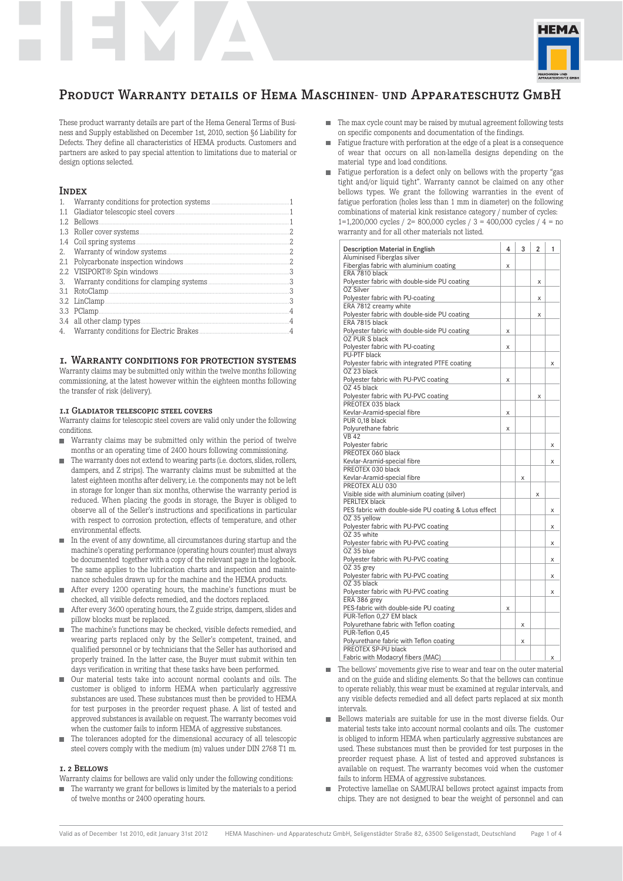# Product Warranty details of Hema Maschinen- und Apparateschutz GmbH

These product warranty details are part of the Hema General Terms of Business and Supply established on December 1st, 2010, section §6 Liability for Defects. They define all characteristics of HEMA products. Customers and partners are asked to pay special attention to limitations due to material or design options selected.

## Index

| | | |
|---|---|---|
| 1. | Warranty conditions for protection systems | 1 |
| 1.1 | Gladiator telescopic steel covers | 1 |
| 1.2 | Bellows | 1 |
| 1.3 | Roller cover systems | 2 |
| 1.4 | Coil spring systems | 2 |
| 2. | Warranty of window systems | 2 |
| 2.1 | Polycarbonate inspection windows | 2 |
| 2.2 | VISIPORT® Spin windows | 3 |
| 3. | Warranty conditions for clamping systems | 3 |
| 3.1 | RotoClamp | 3 |
| 3.2 | LinClamp | 3 |
| 3.3 | PClamp | 4 |
| 3.4 | all other clamp types | 4 |
| 4. | Warranty conditions for Electric Brakes | 4 |

## 1. Warranty conditions for protection systems

Warranty claims may be submitted only within the twelve months following commissioning, at the latest however within the eighteen months following the transfer of risk (delivery).

### 1.1 Gladiator telescopic steel covers

Warranty claims for telescopic steel covers are valid only under the following conditions.

- Warranty claims may be submitted only within the period of twelve months or an operating time of 2400 hours following commissioning.
- The warranty does not extend to wearing parts (i.e. doctors, slides, rollers, dampers, and Z strips). The warranty claims must be submitted at the latest eighteen months after delivery, i.e. the components may not be left in storage for longer than six months, otherwise the warranty period is reduced. When placing the goods in storage, the Buyer is obliged to observe all of the Seller's instructions and specifications in particular with respect to corrosion protection, effects of temperature, and other environmental effects.
- In the event of any downtime, all circumstances during startup and the machine's operating performance (operating hours counter) must always be documented together with a copy of the relevant page in the logbook. The same applies to the lubrication charts and inspection and maintenance schedules drawn up for the machine and the HEMA products.
- After every 1200 operating hours, the machine's functions must be checked, all visible defects remedied, and the doctors replaced.
- After every 3600 operating hours, the Z guide strips, dampers, slides and pillow blocks must be replaced.
- The machine's functions may be checked, visible defects remedied, and wearing parts replaced only by the Seller's competent, trained, and qualified personnel or by technicians that the Seller has authorised and properly trained. In the latter case, the Buyer must submit within ten days verification in writing that these tasks have been performed.
- Our material tests take into account normal coolants and oils. The customer is obliged to inform HEMA when particularly aggressive substances are used. These substances must then be provided to HEMA for test purposes in the preorder request phase. A list of tested and approved substances is available on request. The warranty becomes void when the customer fails to inform HEMA of aggressive substances.
- The tolerances adopted for the dimensional accuracy of all telescopic steel covers comply with the medium (m) values under DIN 2768 T1 m.

### 1.2 Bellows

Warranty claims for bellows are valid only under the following conditions:

- The warranty we grant for bellows is limited by the materials to a period of twelve months or 2400 operating hours.
- The max cycle count may be raised by mutual agreement following tests on specific components and documentation of the findings.
- Fatigue fracture with perforation at the edge of a pleat is a consequence of wear that occurs on all non-lamella designs depending on the material type and load conditions.
- Fatigue perforation is a defect only on bellows with the property "gas tight and/or liquid tight". Warranty cannot be claimed on any other bellows types. We grant the following warranties in the event of fatigue perforation (holes less than 1 mm in diameter) on the following combinations of material kink resistance category / number of cycles: 1=1,200,000 cycles / 2= 800,000 cycles / 3 = 400,000 cycles / 4 = no warranty and for all other materials not listed.

| Description Material in English | 4 | 3 | 2 | 1 |
|---|---|---|---|---|
| Aluminised Fiberglas silver<br>Fiberglas fabric with aluminium coating | x | | | |
| ERA 7810 black<br>Polyester fabric with double-side PU coating | | | x | |
| OZ Silver<br>Polyester fabric with PU-coating | | | x | |
| ERA 7812 creamy white<br>Polyester fabric with double-side PU coating | | | x | |
| ERA 7815 black<br>Polyester fabric with double-side PU coating | x | | | |
| OZ PUR S black<br>Polyester fabric with PU-coating | x | | | |
| PU-PTF black<br>Polyester fabric with integrated PTFE coating | | | | x |
| OZ 23 black<br>Polyester fabric with PU-PVC coating | x | | | |
| OZ 45 black<br>Polyester fabric with PU-PVC coating | | | x | |
| PREOTEX 035 black<br>Kevlar-Aramid-special fibre | x | | | |
| PUR 0,18 black<br>Polyurethane fabric | x | | | |
| VB 42<br>Polyester fabric | | | | x |
| PREOTEX 060 black<br>Kevlar-Aramid-special fibre | | | | x |
| PREOTEX 030 black<br>Kevlar-Aramid-special fibre | | x | | |
| PREOTEX ALU 030<br>Visible side with aluminium coating (silver) | | | x | |
| PERLTEX black<br>PES fabric with double-side PU coating & Lotus effect | | | | x |
| OZ 35 yellow<br>Polyester fabric with PU-PVC coating | | | | x |
| OZ 35 white<br>Polyester fabric with PU-PVC coating | | | | x |
| OZ 35 blue<br>Polyester fabric with PU-PVC coating | | | | x |
| OZ 35 grey<br>Polyester fabric with PU-PVC coating | | | | x |
| OZ 35 black<br>Polyester fabric with PU-PVC coating | | | | x |
| ERA 386 grey<br>PES-fabric with double-side PU coating | x | | | |
| PUR-Teflon 0,27 EM black<br>Polyurethane fabric with Teflon coating | | x | | |
| PUR-Teflon 0,45<br>Polyurethane fabric with Teflon coating | | x | | |
| PREOTEX SP-PU black<br>Fabric with Modacryl fibers (MAC) | | | | x |

- The bellows' movements give rise to wear and tear on the outer material and on the guide and sliding elements. So that the bellows can continue to operate reliably, this wear must be examined at regular intervals, and any visible defects remedied and all defect parts replaced at six month intervals.
- Bellows materials are suitable for use in the most diverse fields. Our material tests take into account normal coolants and oils. The customer is obliged to inform HEMA when particularly aggressive substances are used. These substances must then be provided for test purposes in the preorder request phase. A list of tested and approved substances is available on request. The warranty becomes void when the customer fails to inform HEMA of aggressive substances.
- Protective lamellae on SAMURAI bellows protect against impacts from chips. They are not designed to bear the weight of personnel and can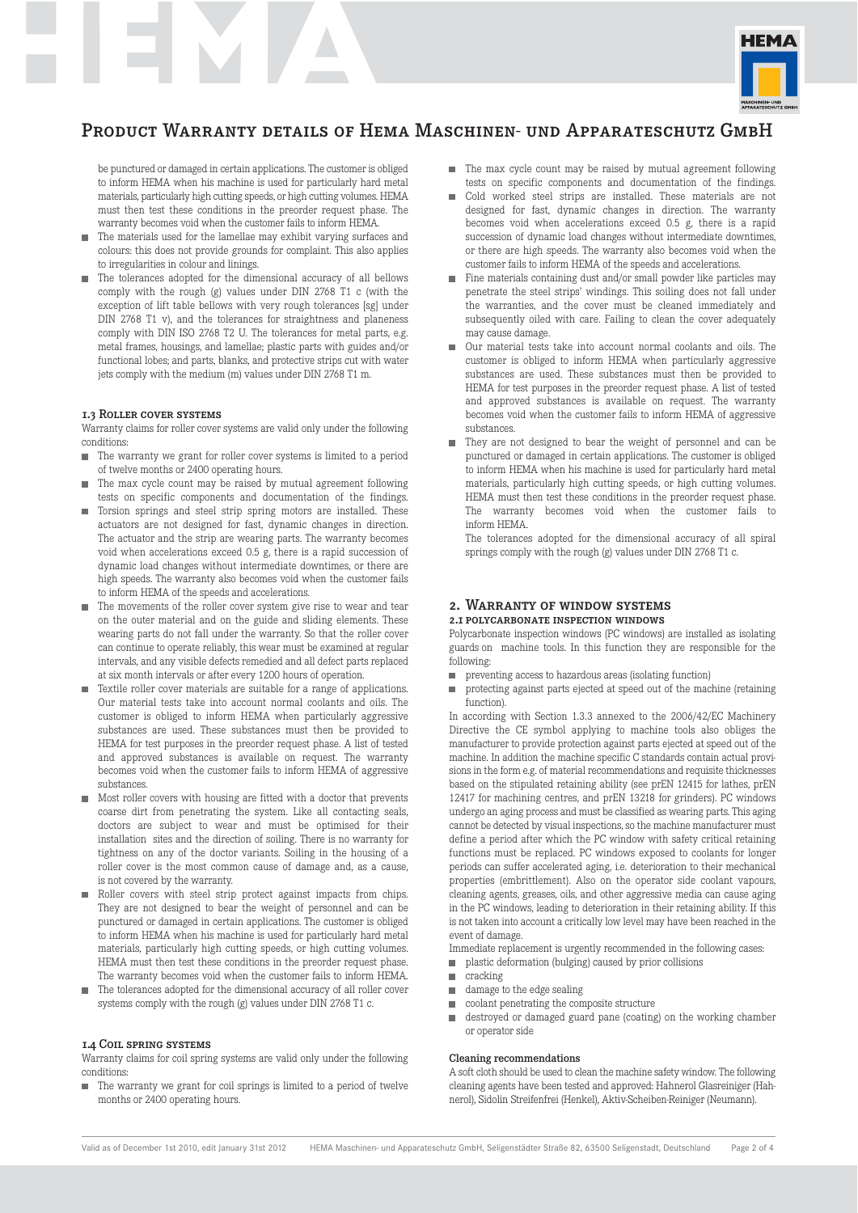be punctured or damaged in certain applications. The customer is obliged to inform HEMA when his machine is used for particularly hard metal materials, particularly high cutting speeds, or high cutting volumes. HEMA must then test these conditions in the preorder request phase. The warranty becomes void when the customer fails to inform HEMA.

- The materials used for the lamellae may exhibit varying surfaces and colours: this does not provide grounds for complaint. This also applies to irregularities in colour and linings.
- The tolerances adopted for the dimensional accuracy of all bellows comply with the rough (g) values under DIN 2768 T1 c (with the exception of lift table bellows with very rough tolerances [sg] under DIN 2768 T1 v), and the tolerances for straightness and planeness comply with DIN ISO 2768 T2 U. The tolerances for metal parts, e.g. metal frames, housings, and lamellae; plastic parts with guides and/or functional lobes; and parts, blanks, and protective strips cut with water jets comply with the medium (m) values under DIN 2768 T1 m.

### 1.3 Roller cover systems

Warranty claims for roller cover systems are valid only under the following conditions:

- The warranty we grant for roller cover systems is limited to a period of twelve months or 2400 operating hours.
- The max cycle count may be raised by mutual agreement following tests on specific components and documentation of the findings.
- Torsion springs and steel strip spring motors are installed. These actuators are not designed for fast, dynamic changes in direction. The actuator and the strip are wearing parts. The warranty becomes void when accelerations exceed 0.5 g, there is a rapid succession of dynamic load changes without intermediate downtimes, or there are high speeds. The warranty also becomes void when the customer fails to inform HEMA of the speeds and accelerations.
- The movements of the roller cover system give rise to wear and tear on the outer material and on the guide and sliding elements. These wearing parts do not fall under the warranty. So that the roller cover can continue to operate reliably, this wear must be examined at regular intervals, and any visible defects remedied and all defect parts replaced at six month intervals or after every 1200 hours of operation.
- Textile roller cover materials are suitable for a range of applications. Our material tests take into account normal coolants and oils. The customer is obliged to inform HEMA when particularly aggressive substances are used. These substances must then be provided to HEMA for test purposes in the preorder request phase. A list of tested and approved substances is available on request. The warranty becomes void when the customer fails to inform HEMA of aggressive substances.
- Most roller covers with housing are fitted with a doctor that prevents coarse dirt from penetrating the system. Like all contacting seals, doctors are subject to wear and must be optimised for their installation sites and the direction of soiling. There is no warranty for tightness on any of the doctor variants. Soiling in the housing of a roller cover is the most common cause of damage and, as a cause, is not covered by the warranty.
- Roller covers with steel strip protect against impacts from chips. They are not designed to bear the weight of personnel and can be punctured or damaged in certain applications. The customer is obliged to inform HEMA when his machine is used for particularly hard metal materials, particularly high cutting speeds, or high cutting volumes. HEMA must then test these conditions in the preorder request phase. The warranty becomes void when the customer fails to inform HEMA.
- The tolerances adopted for the dimensional accuracy of all roller cover systems comply with the rough (g) values under DIN 2768 T1 c.

### 1.4 Coil spring systems

Warranty claims for coil spring systems are valid only under the following conditions:

- The warranty we grant for coil springs is limited to a period of twelve months or 2400 operating hours.
- The max cycle count may be raised by mutual agreement following tests on specific components and documentation of the findings.
- Cold worked steel strips are installed. These materials are not designed for fast, dynamic changes in direction. The warranty becomes void when accelerations exceed 0.5 g, there is a rapid succession of dynamic load changes without intermediate downtimes, or there are high speeds. The warranty also becomes void when the customer fails to inform HEMA of the speeds and accelerations.
- Fine materials containing dust and/or small powder like particles may penetrate the steel strips' windings. This soiling does not fall under the warranties, and the cover must be cleaned immediately and subsequently oiled with care. Failing to clean the cover adequately may cause damage.
- Our material tests take into account normal coolants and oils. The customer is obliged to inform HEMA when particularly aggressive substances are used. These substances must then be provided to HEMA for test purposes in the preorder request phase. A list of tested and approved substances is available on request. The warranty becomes void when the customer fails to inform HEMA of aggressive substances.
- They are not designed to bear the weight of personnel and can be punctured or damaged in certain applications. The customer is obliged to inform HEMA when his machine is used for particularly hard metal materials, particularly high cutting speeds, or high cutting volumes. HEMA must then test these conditions in the preorder request phase. The warranty becomes void when the customer fails to inform HEMA.

  The tolerances adopted for the dimensional accuracy of all spiral springs comply with the rough (g) values under DIN 2768 T1 c.

## 2. Warranty of window systems

### 2.1 Polycarbonate inspection windows

Polycarbonate inspection windows (PC windows) are installed as isolating guards on machine tools. In this function they are responsible for the following:

- preventing access to hazardous areas (isolating function)
- protecting against parts ejected at speed out of the machine (retaining function).

In according with Section 1.3.3 annexed to the 2006/42/EC Machinery Directive the CE symbol applying to machine tools also obliges the manufacturer to provide protection against parts ejected at speed out of the machine. In addition the machine specific C standards contain actual provisions in the form e.g. of material recommendations and requisite thicknesses based on the stipulated retaining ability (see prEN 12415 for lathes, prEN 12417 for machining centres, and prEN 13218 for grinders). PC windows undergo an aging process and must be classified as wearing parts. This aging cannot be detected by visual inspections, so the machine manufacturer must define a period after which the PC window with safety critical retaining functions must be replaced. PC windows exposed to coolants for longer periods can suffer accelerated aging, i.e. deterioration to their mechanical properties (embrittlement). Also on the operator side coolant vapours, cleaning agents, greases, oils, and other aggressive media can cause aging in the PC windows, leading to deterioration in their retaining ability. If this is not taken into account a critically low level may have been reached in the event of damage.

Immediate replacement is urgently recommended in the following cases:

- plastic deformation (bulging) caused by prior collisions
- cracking
- damage to the edge sealing
- coolant penetrating the composite structure
- destroyed or damaged guard pane (coating) on the working chamber or operator side

#### Cleaning recommendations

A soft cloth should be used to clean the machine safety window. The following cleaning agents have been tested and approved: Hahnerol Glasreiniger (Hahnerol), Sidolin Streifenfrei (Henkel), Aktiv-Scheiben-Reiniger (Neumann).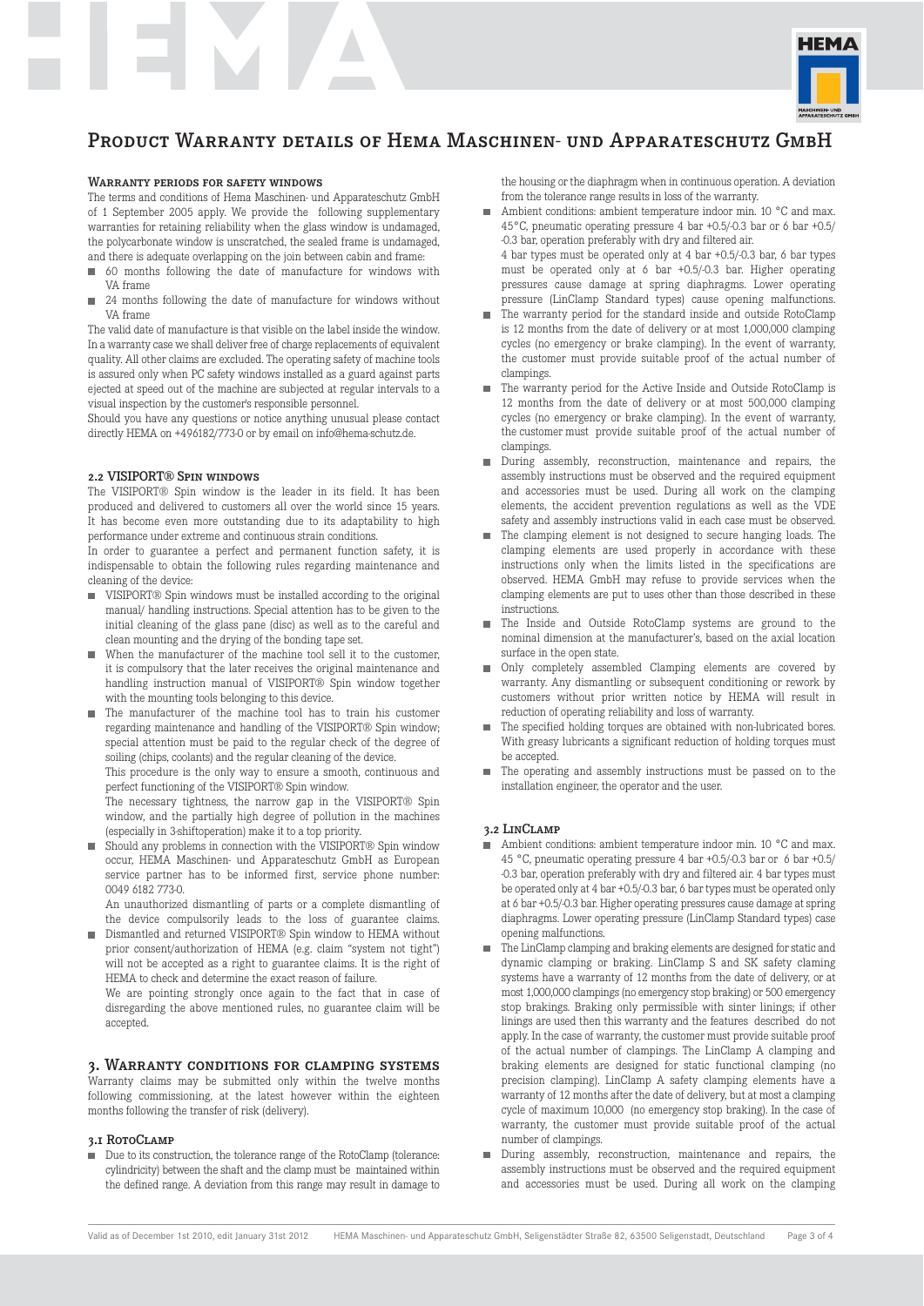# Product Warranty details of Hema Maschinen- und Apparateschutz GmbH

### Warranty periods for safety windows

The terms and conditions of Hema Maschinen- und Apparateschutz GmbH of 1 September 2005 apply. We provide the following supplementary warranties for retaining reliability when the glass window is undamaged, the polycarbonate window is unscratched, the sealed frame is undamaged, and there is adequate overlapping on the join between cabin and frame:

- 60 months following the date of manufacture for windows with VA frame
- 24 months following the date of manufacture for windows without VA frame

The valid date of manufacture is that visible on the label inside the window. In a warranty case we shall deliver free of charge replacements of equivalent quality. All other claims are excluded. The operating safety of machine tools is assured only when PC safety windows installed as a guard against parts ejected at speed out of the machine are subjected at regular intervals to a visual inspection by the customer's responsible personnel.

Should you have any questions or notice anything unusual please contact directly HEMA on +496182/773-0 or by email on info@hema-schutz.de.

### 2.2 VISIPORT® Spin windows

The VISIPORT® Spin window is the leader in its field. It has been produced and delivered to customers all over the world since 15 years. It has become even more outstanding due to its adaptability to high performance under extreme and continuous strain conditions.

In order to guarantee a perfect and permanent function safety, it is indispensable to obtain the following rules regarding maintenance and cleaning of the device:

- VISIPORT® Spin windows must be installed according to the original manual/ handling instructions. Special attention has to be given to the initial cleaning of the glass pane (disc) as well as to the careful and clean mounting and the drying of the bonding tape set.
- When the manufacturer of the machine tool sell it to the customer, it is compulsory that the later receives the original maintenance and handling instruction manual of VISIPORT® Spin window together with the mounting tools belonging to this device.
- The manufacturer of the machine tool has to train his customer regarding maintenance and handling of the VISIPORT® Spin window; special attention must be paid to the regular check of the degree of soiling (chips, coolants) and the regular cleaning of the device.

  This procedure is the only way to ensure a smooth, continuous and perfect functioning of the VISIPORT® Spin window.

  The necessary tightness, the narrow gap in the VISIPORT® Spin window, and the partially high degree of pollution in the machines (especially in 3-shiftoperation) make it to a top priority.
- Should any problems in connection with the VISIPORT® Spin window occur, HEMA Maschinen- und Apparateschutz GmbH as European service partner has to be informed first, service phone number: 0049 6182 773-0.

  An unauthorized dismantling of parts or a complete dismantling of the device compulsorily leads to the loss of guarantee claims.
- Dismantled and returned VISIPORT® Spin window to HEMA without prior consent/authorization of HEMA (e.g. claim "system not tight") will not be accepted as a right to guarantee claims. It is the right of HEMA to check and determine the exact reason of failure.

  We are pointing strongly once again to the fact that in case of disregarding the above mentioned rules, no guarantee claim will be accepted.

## 3. Warranty conditions for clamping systems

Warranty claims may be submitted only within the twelve months following commissioning, at the latest however within the eighteen months following the transfer of risk (delivery).

### 3.1 RotoClamp

- Due to its construction, the tolerance range of the RotoClamp (tolerance: cylindricity) between the shaft and the clamp must be maintained within the defined range. A deviation from this range may result in damage to the housing or the diaphragm when in continuous operation. A deviation from the tolerance range results in loss of the warranty.
- Ambient conditions: ambient temperature indoor min. 10 °C and max. 45°C, pneumatic operating pressure 4 bar +0.5/-0.3 bar or 6 bar +0.5/-0.3 bar, operation preferably with dry and filtered air.

  4 bar types must be operated only at 4 bar +0.5/-0.3 bar, 6 bar types must be operated only at 6 bar +0.5/-0.3 bar. Higher operating pressures cause damage at spring diaphragms. Lower operating pressure (LinClamp Standard types) cause opening malfunctions.
- The warranty period for the standard inside and outside RotoClamp is 12 months from the date of delivery or at most 1,000,000 clamping cycles (no emergency or brake clamping). In the event of warranty, the customer must provide suitable proof of the actual number of clampings.
- The warranty period for the Active Inside and Outside RotoClamp is 12 months from the date of delivery or at most 500,000 clamping cycles (no emergency or brake clamping). In the event of warranty, the customer must provide suitable proof of the actual number of clampings.
- During assembly, reconstruction, maintenance and repairs, the assembly instructions must be observed and the required equipment and accessories must be used. During all work on the clamping elements, the accident prevention regulations as well as the VDE safety and assembly instructions valid in each case must be observed.
- The clamping element is not designed to secure hanging loads. The clamping elements are used properly in accordance with these instructions only when the limits listed in the specifications are observed. HEMA GmbH may refuse to provide services when the clamping elements are put to uses other than those described in these instructions.
- The Inside and Outside RotoClamp systems are ground to the nominal dimension at the manufacturer's, based on the axial location surface in the open state.
- Only completely assembled Clamping elements are covered by warranty. Any dismantling or subsequent conditioning or rework by customers without prior written notice by HEMA will result in reduction of operating reliability and loss of warranty.
- The specified holding torques are obtained with non-lubricated bores. With greasy lubricants a significant reduction of holding torques must be accepted.
- The operating and assembly instructions must be passed on to the installation engineer, the operator and the user.

### 3.2 LinClamp

- Ambient conditions: ambient temperature indoor min. 10 °C and max. 45 °C, pneumatic operating pressure 4 bar +0.5/-0.3 bar or 6 bar +0.5/-0.3 bar, operation preferably with dry and filtered air. 4 bar types must be operated only at 4 bar +0.5/-0.3 bar, 6 bar types must be operated only at 6 bar +0.5/-0.3 bar. Higher operating pressures cause damage at spring diaphragms. Lower operating pressure (LinClamp Standard types) case opening malfunctions.
- The LinClamp clamping and braking elements are designed for static and dynamic clamping or braking. LinClamp S and SK safety claming systems have a warranty of 12 months from the date of delivery, or at most 1,000,000 clampings (no emergency stop braking) or 500 emergency stop brakings. Braking only permissible with sinter linings; if other linings are used then this warranty and the features described do not apply. In the case of warranty, the customer must provide suitable proof of the actual number of clampings. The LinClamp A clamping and braking elements are designed for static functional clamping (no precision clamping). LinClamp A safety clamping elements have a warranty of 12 months after the date of delivery, but at most a clamping cycle of maximum 10,000 (no emergency stop braking). In the case of warranty, the customer must provide suitable proof of the actual number of clampings.
- During assembly, reconstruction, maintenance and repairs, the assembly instructions must be observed and the required equipment and accessories must be used. During all work on the clamping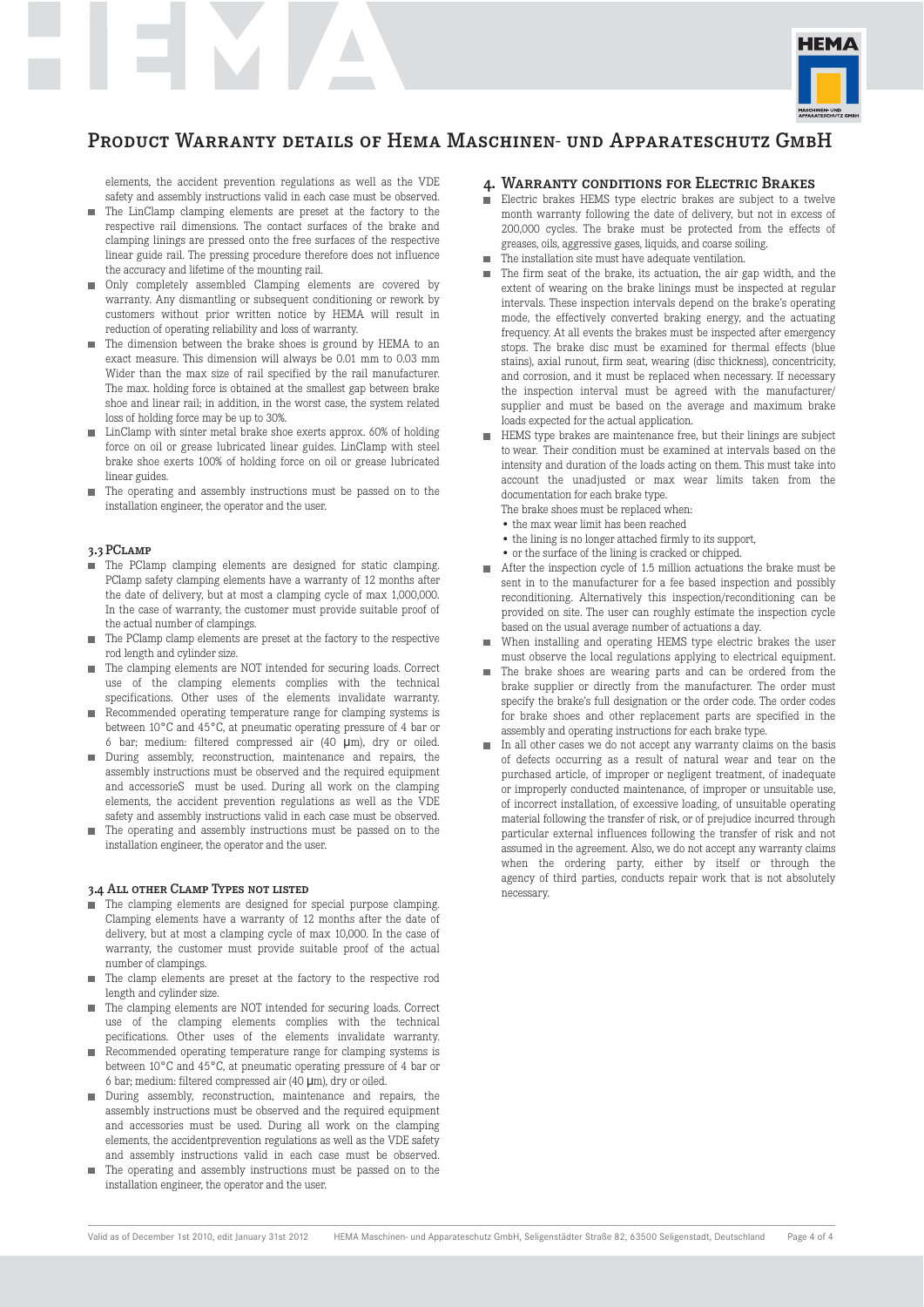elements, the accident prevention regulations as well as the VDE safety and assembly instructions valid in each case must be observed.

- The LinClamp clamping elements are preset at the factory to the respective rail dimensions. The contact surfaces of the brake and clamping linings are pressed onto the free surfaces of the respective linear guide rail. The pressing procedure therefore does not influence the accuracy and lifetime of the mounting rail.
- Only completely assembled Clamping elements are covered by warranty. Any dismantling or subsequent conditioning or rework by customers without prior written notice by HEMA will result in reduction of operating reliability and loss of warranty.
- The dimension between the brake shoes is ground by HEMA to an exact measure. This dimension will always be 0.01 mm to 0.03 mm Wider than the max size of rail specified by the rail manufacturer. The max. holding force is obtained at the smallest gap between brake shoe and linear rail; in addition, in the worst case, the system related loss of holding force may be up to 30%.
- LinClamp with sinter metal brake shoe exerts approx. 60% of holding force on oil or grease lubricated linear guides. LinClamp with steel brake shoe exerts 100% of holding force on oil or grease lubricated linear guides.
- The operating and assembly instructions must be passed on to the installation engineer, the operator and the user.

### 3.3 PClamp

- The PClamp clamping elements are designed for static clamping. PClamp safety clamping elements have a warranty of 12 months after the date of delivery, but at most a clamping cycle of max 1,000,000. In the case of warranty, the customer must provide suitable proof of the actual number of clampings.
- The PClamp clamp elements are preset at the factory to the respective rod length and cylinder size.
- The clamping elements are NOT intended for securing loads. Correct use of the clamping elements complies with the technical specifications. Other uses of the elements invalidate warranty.
- Recommended operating temperature range for clamping systems is between 10°C and 45°C, at pneumatic operating pressure of 4 bar or 6 bar; medium: filtered compressed air (40 µm), dry or oiled.
- During assembly, reconstruction, maintenance and repairs, the assembly instructions must be observed and the required equipment and accessorieS must be used. During all work on the clamping elements, the accident prevention regulations as well as the VDE safety and assembly instructions valid in each case must be observed.
- The operating and assembly instructions must be passed on to the installation engineer, the operator and the user.

### 3.4 All other Clamp Types not listed

- The clamping elements are designed for special purpose clamping. Clamping elements have a warranty of 12 months after the date of delivery, but at most a clamping cycle of max 10,000. In the case of warranty, the customer must provide suitable proof of the actual number of clampings.
- The clamp elements are preset at the factory to the respective rod length and cylinder size.
- The clamping elements are NOT intended for securing loads. Correct use of the clamping elements complies with the technical pecifications. Other uses of the elements invalidate warranty.
- Recommended operating temperature range for clamping systems is between 10°C and 45°C, at pneumatic operating pressure of 4 bar or 6 bar; medium: filtered compressed air (40 µm), dry or oiled.
- During assembly, reconstruction, maintenance and repairs, the assembly instructions must be observed and the required equipment and accessories must be used. During all work on the clamping elements, the accidentprevention regulations as well as the VDE safety and assembly instructions valid in each case must be observed.
- The operating and assembly instructions must be passed on to the installation engineer, the operator and the user.

## 4. Warranty conditions for Electric Brakes

- Electric brakes HEMS type electric brakes are subject to a twelve month warranty following the date of delivery, but not in excess of 200,000 cycles. The brake must be protected from the effects of greases, oils, aggressive gases, liquids, and coarse soiling.
- The installation site must have adequate ventilation.
- The firm seat of the brake, its actuation, the air gap width, and the extent of wearing on the brake linings must be inspected at regular intervals. These inspection intervals depend on the brake's operating mode, the effectively converted braking energy, and the actuating frequency. At all events the brakes must be inspected after emergency stops. The brake disc must be examined for thermal effects (blue stains), axial runout, firm seat, wearing (disc thickness), concentricity, and corrosion, and it must be replaced when necessary. If necessary the inspection interval must be agreed with the manufacturer/supplier and must be based on the average and maximum brake loads expected for the actual application.
- HEMS type brakes are maintenance free, but their linings are subject to wear. Their condition must be examined at intervals based on the intensity and duration of the loads acting on them. This must take into account the unadjusted or max wear limits taken from the documentation for each brake type.

  The brake shoes must be replaced when:
  - the max wear limit has been reached
  - the lining is no longer attached firmly to its support,
  - or the surface of the lining is cracked or chipped.
- After the inspection cycle of 1.5 million actuations the brake must be sent in to the manufacturer for a fee based inspection and possibly reconditioning. Alternatively this inspection/reconditioning can be provided on site. The user can roughly estimate the inspection cycle based on the usual average number of actuations a day.
- When installing and operating HEMS type electric brakes the user must observe the local regulations applying to electrical equipment.
- The brake shoes are wearing parts and can be ordered from the brake supplier or directly from the manufacturer. The order must specify the brake's full designation or the order code. The order codes for brake shoes and other replacement parts are specified in the assembly and operating instructions for each brake type.
- In all other cases we do not accept any warranty claims on the basis of defects occurring as a result of natural wear and tear on the purchased article, of improper or negligent treatment, of inadequate or improperly conducted maintenance, of improper or unsuitable use, of incorrect installation, of excessive loading, of unsuitable operating material following the transfer of risk, or of prejudice incurred through particular external influences following the transfer of risk and not assumed in the agreement. Also, we do not accept any warranty claims when the ordering party, either by itself or through the agency of third parties, conducts repair work that is not absolutely necessary.